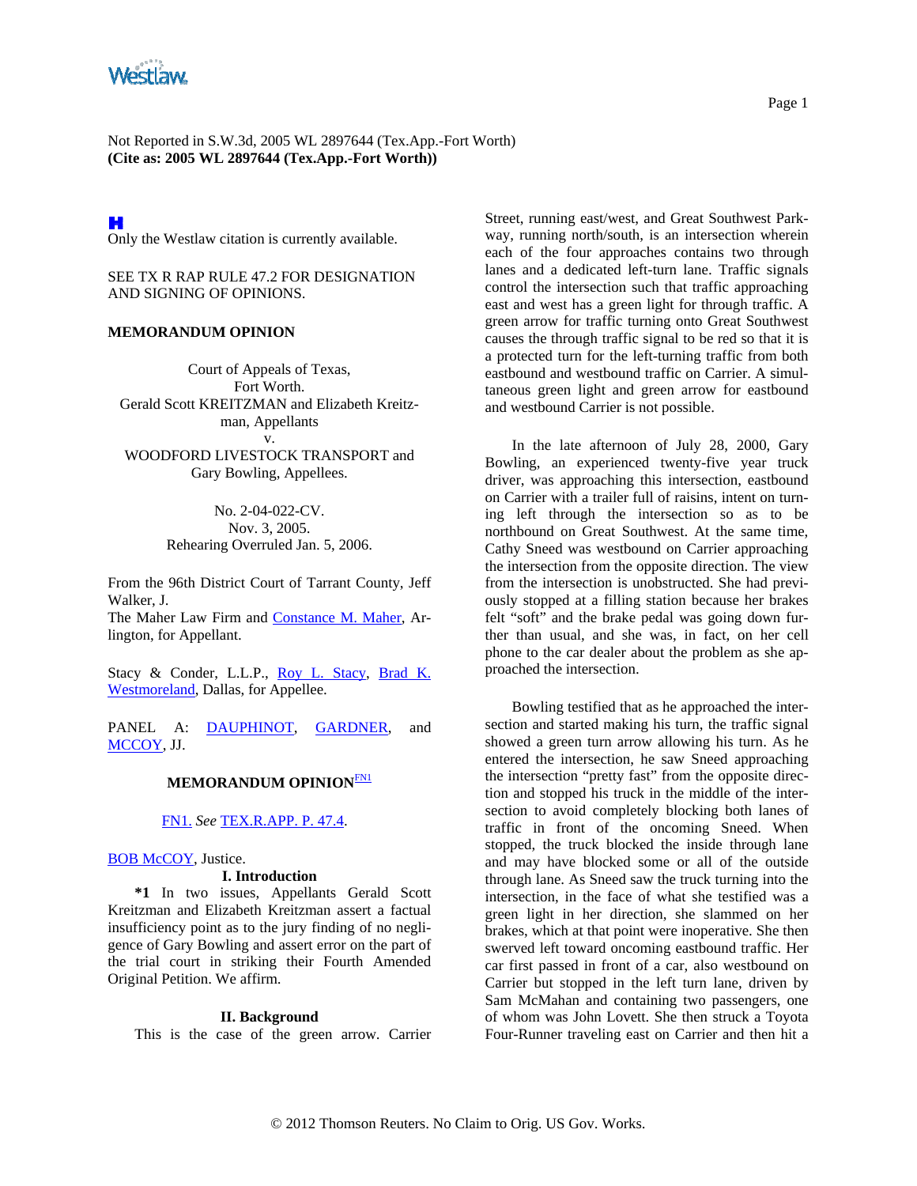Not Reported in S.W.3d, 2005 WL 2897644 (Tex.App.-Fort Worth)
**(Cite as: 2005 WL 2897644 (Tex.App.-Fort Worth))**

Only the Westlaw citation is currently available.

SEE TX R RAP RULE 47.2 FOR DESIGNATION AND SIGNING OF OPINIONS.

**MEMORANDUM OPINION**

Court of Appeals of Texas,
Fort Worth.
Gerald Scott KREITZMAN and Elizabeth Kreitzman, Appellants
v.
WOODFORD LIVESTOCK TRANSPORT and Gary Bowling, Appellees.

No. 2-04-022-CV.
Nov. 3, 2005.
Rehearing Overruled Jan. 5, 2006.

From the 96th District Court of Tarrant County, Jeff Walker, J.
The Maher Law Firm and Constance M. Maher, Arlington, for Appellant.

Stacy & Conder, L.L.P., Roy L. Stacy, Brad K. Westmoreland, Dallas, for Appellee.

PANEL A: DAUPHINOT, GARDNER, and MCCOY, JJ.

**MEMORANDUM OPINION**[FN1]

FN1. *See* TEX.R.APP. P. 47.4.

BOB McCOY, Justice.

**I. Introduction**

**\*1** In two issues, Appellants Gerald Scott Kreitzman and Elizabeth Kreitzman assert a factual insufficiency point as to the jury finding of no negligence of Gary Bowling and assert error on the part of the trial court in striking their Fourth Amended Original Petition. We affirm.

**II. Background**

This is the case of the green arrow. Carrier Street, running east/west, and Great Southwest Parkway, running north/south, is an intersection wherein each of the four approaches contains two through lanes and a dedicated left-turn lane. Traffic signals control the intersection such that traffic approaching east and west has a green light for through traffic. A green arrow for traffic turning onto Great Southwest causes the through traffic signal to be red so that it is a protected turn for the left-turning traffic from both eastbound and westbound traffic on Carrier. A simultaneous green light and green arrow for eastbound and westbound Carrier is not possible.

In the late afternoon of July 28, 2000, Gary Bowling, an experienced twenty-five year truck driver, was approaching this intersection, eastbound on Carrier with a trailer full of raisins, intent on turning left through the intersection so as to be northbound on Great Southwest. At the same time, Cathy Sneed was westbound on Carrier approaching the intersection from the opposite direction. The view from the intersection is unobstructed. She had previously stopped at a filling station because her brakes felt "soft" and the brake pedal was going down further than usual, and she was, in fact, on her cell phone to the car dealer about the problem as she approached the intersection.

Bowling testified that as he approached the intersection and started making his turn, the traffic signal showed a green turn arrow allowing his turn. As he entered the intersection, he saw Sneed approaching the intersection "pretty fast" from the opposite direction and stopped his truck in the middle of the intersection to avoid completely blocking both lanes of traffic in front of the oncoming Sneed. When stopped, the truck blocked the inside through lane and may have blocked some or all of the outside through lane. As Sneed saw the truck turning into the intersection, in the face of what she testified was a green light in her direction, she slammed on her brakes, which at that point were inoperative. She then swerved left toward oncoming eastbound traffic. Her car first passed in front of a car, also westbound on Carrier but stopped in the left turn lane, driven by Sam McMahan and containing two passengers, one of whom was John Lovett. She then struck a Toyota Four-Runner traveling east on Carrier and then hit a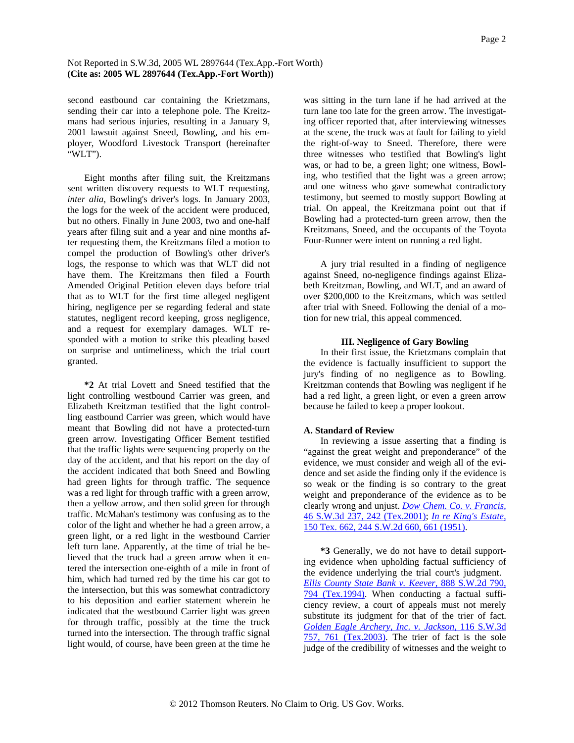second eastbound car containing the Krietzmans, sending their car into a telephone pole. The Kreitzmans had serious injuries, resulting in a January 9, 2001 lawsuit against Sneed, Bowling, and his employer, Woodford Livestock Transport (hereinafter "WLT").

Eight months after filing suit, the Kreitzmans sent written discovery requests to WLT requesting, *inter alia,* Bowling's driver's logs. In January 2003, the logs for the week of the accident were produced, but no others. Finally in June 2003, two and one-half years after filing suit and a year and nine months after requesting them, the Kreitzmans filed a motion to compel the production of Bowling's other driver's logs, the response to which was that WLT did not have them. The Kreitzmans then filed a Fourth Amended Original Petition eleven days before trial that as to WLT for the first time alleged negligent hiring, negligence per se regarding federal and state statutes, negligent record keeping, gross negligence, and a request for exemplary damages. WLT responded with a motion to strike this pleading based on surprise and untimeliness, which the trial court granted.

**\*2** At trial Lovett and Sneed testified that the light controlling westbound Carrier was green, and Elizabeth Kreitzman testified that the light controlling eastbound Carrier was green, which would have meant that Bowling did not have a protected-turn green arrow. Investigating Officer Bement testified that the traffic lights were sequencing properly on the day of the accident, and that his report on the day of the accident indicated that both Sneed and Bowling had green lights for through traffic. The sequence was a red light for through traffic with a green arrow, then a yellow arrow, and then solid green for through traffic. McMahan's testimony was confusing as to the color of the light and whether he had a green arrow, a green light, or a red light in the westbound Carrier left turn lane. Apparently, at the time of trial he believed that the truck had a green arrow when it entered the intersection one-eighth of a mile in front of him, which had turned red by the time his car got to the intersection, but this was somewhat contradictory to his deposition and earlier statement wherein he indicated that the westbound Carrier light was green for through traffic, possibly at the time the truck turned into the intersection. The through traffic signal light would, of course, have been green at the time he was sitting in the turn lane if he had arrived at the turn lane too late for the green arrow. The investigating officer reported that, after interviewing witnesses at the scene, the truck was at fault for failing to yield the right-of-way to Sneed. Therefore, there were three witnesses who testified that Bowling's light was, or had to be, a green light; one witness, Bowling, who testified that the light was a green arrow; and one witness who gave somewhat contradictory testimony, but seemed to mostly support Bowling at trial. On appeal, the Kreitzmana point out that if Bowling had a protected-turn green arrow, then the Kreitzmans, Sneed, and the occupants of the Toyota Four-Runner were intent on running a red light.

A jury trial resulted in a finding of negligence against Sneed, no-negligence findings against Elizabeth Kreitzman, Bowling, and WLT, and an award of over $200,000 to the Kreitzmans, which was settled after trial with Sneed. Following the denial of a motion for new trial, this appeal commenced.

## III. Negligence of Gary Bowling

In their first issue, the Krietzmans complain that the evidence is factually insufficient to support the jury's finding of no negligence as to Bowling. Kreitzman contends that Bowling was negligent if he had a red light, a green light, or even a green arrow because he failed to keep a proper lookout.

### A. Standard of Review

In reviewing a issue asserting that a finding is "against the great weight and preponderance" of the evidence, we must consider and weigh all of the evidence and set aside the finding only if the evidence is so weak or the finding is so contrary to the great weight and preponderance of the evidence as to be clearly wrong and unjust. *Dow Chem. Co. v. Francis,* 46 S.W.3d 237, 242 (Tex.2001); *In re King's Estate,* 150 Tex. 662, 244 S.W.2d 660, 661 (1951).

**\*3** Generally, we do not have to detail supporting evidence when upholding factual sufficiency of the evidence underlying the trial court's judgment. *Ellis County State Bank v. Keever,* 888 S.W.2d 790, 794 (Tex.1994). When conducting a factual sufficiency review, a court of appeals must not merely substitute its judgment for that of the trier of fact. *Golden Eagle Archery, Inc. v. Jackson,* 116 S.W.3d 757, 761 (Tex.2003). The trier of fact is the sole judge of the credibility of witnesses and the weight to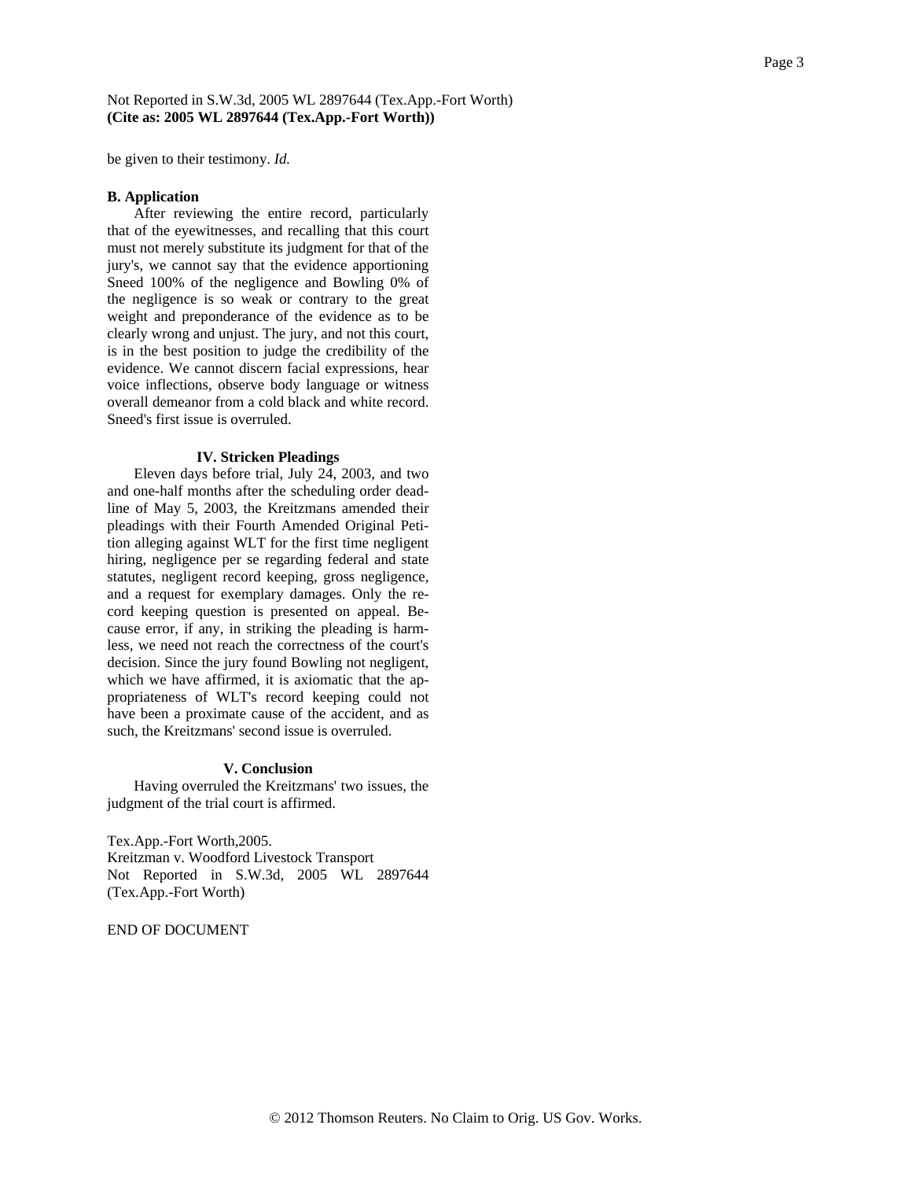be given to their testimony. *Id.*

**B. Application**

After reviewing the entire record, particularly that of the eyewitnesses, and recalling that this court must not merely substitute its judgment for that of the jury's, we cannot say that the evidence apportioning Sneed 100% of the negligence and Bowling 0% of the negligence is so weak or contrary to the great weight and preponderance of the evidence as to be clearly wrong and unjust. The jury, and not this court, is in the best position to judge the credibility of the evidence. We cannot discern facial expressions, hear voice inflections, observe body language or witness overall demeanor from a cold black and white record. Sneed's first issue is overruled.

**IV. Stricken Pleadings**

Eleven days before trial, July 24, 2003, and two and one-half months after the scheduling order deadline of May 5, 2003, the Kreitzmans amended their pleadings with their Fourth Amended Original Petition alleging against WLT for the first time negligent hiring, negligence per se regarding federal and state statutes, negligent record keeping, gross negligence, and a request for exemplary damages. Only the record keeping question is presented on appeal. Because error, if any, in striking the pleading is harmless, we need not reach the correctness of the court's decision. Since the jury found Bowling not negligent, which we have affirmed, it is axiomatic that the appropriateness of WLT's record keeping could not have been a proximate cause of the accident, and as such, the Kreitzmans' second issue is overruled.

**V. Conclusion**

Having overruled the Kreitzmans' two issues, the judgment of the trial court is affirmed.

Tex.App.-Fort Worth,2005.
Kreitzman v. Woodford Livestock Transport
Not Reported in S.W.3d, 2005 WL 2897644 (Tex.App.-Fort Worth)

END OF DOCUMENT